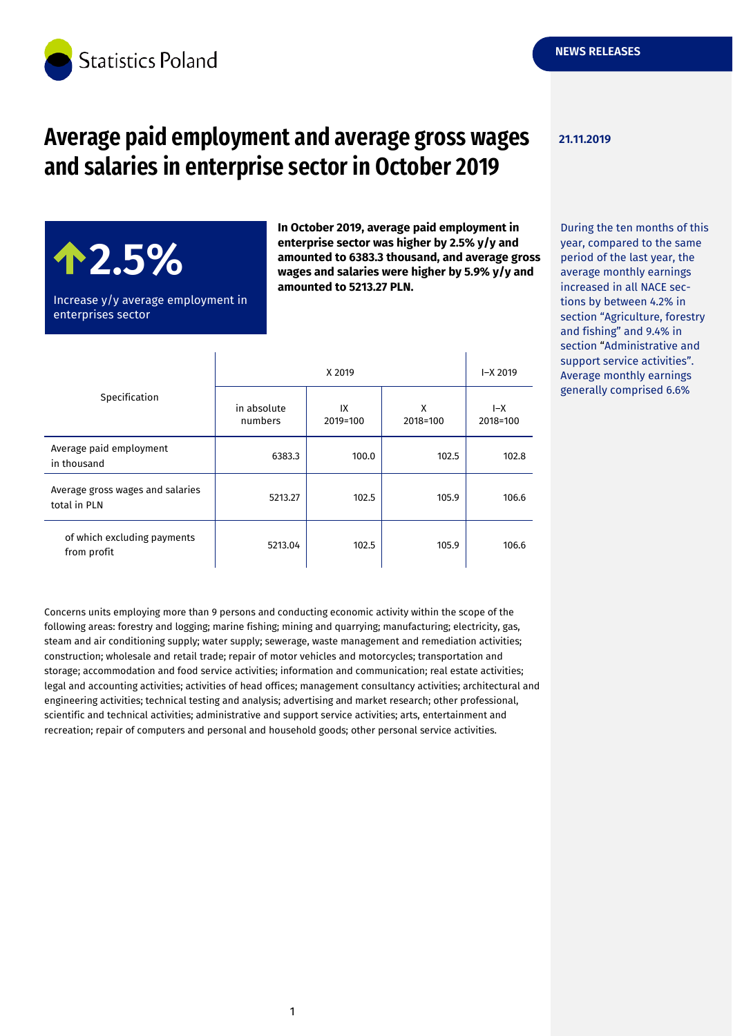Statistics Poland

NEWS RELEASES

# Average paid employment and average gross wages and salaries in enterprise sector in October 2019

**21.11.2019**

**↑2.5%**

Increase y/y average employment in enterprises sector

**In October 2019, average paid employment in enterprise sector was higher by 2.5% y/y and amounted to 6383.3 thousand, and average gross wages and salaries were higher by 5.9% y/y and amounted to 5213.27 PLN.**

During the ten months of this year, compared to the same period of the last year, the average monthly earnings increased in all NACE sections by between 4.2% in section "Agriculture, forestry and fishing" and 9.4% in section "Administrative and support service activities". Average monthly earnings generally comprised 6.6%

| Specification | X 2019 | | | I–X 2019 |
|---|---|---|---|---|
| | in absolute numbers | IX 2019=100 | X 2018=100 | I–X 2018=100 |
| Average paid employment in thousand | 6383.3 | 100.0 | 102.5 | 102.8 |
| Average gross wages and salaries total in PLN | 5213.27 | 102.5 | 105.9 | 106.6 |
| of which excluding payments from profit | 5213.04 | 102.5 | 105.9 | 106.6 |

Concerns units employing more than 9 persons and conducting economic activity within the scope of the following areas: forestry and logging; marine fishing; mining and quarrying; manufacturing; electricity, gas, steam and air conditioning supply; water supply; sewerage, waste management and remediation activities; construction; wholesale and retail trade; repair of motor vehicles and motorcycles; transportation and storage; accommodation and food service activities; information and communication; real estate activities; legal and accounting activities; activities of head offices; management consultancy activities; architectural and engineering activities; technical testing and analysis; advertising and market research; other professional, scientific and technical activities; administrative and support service activities; arts, entertainment and recreation; repair of computers and personal and household goods; other personal service activities.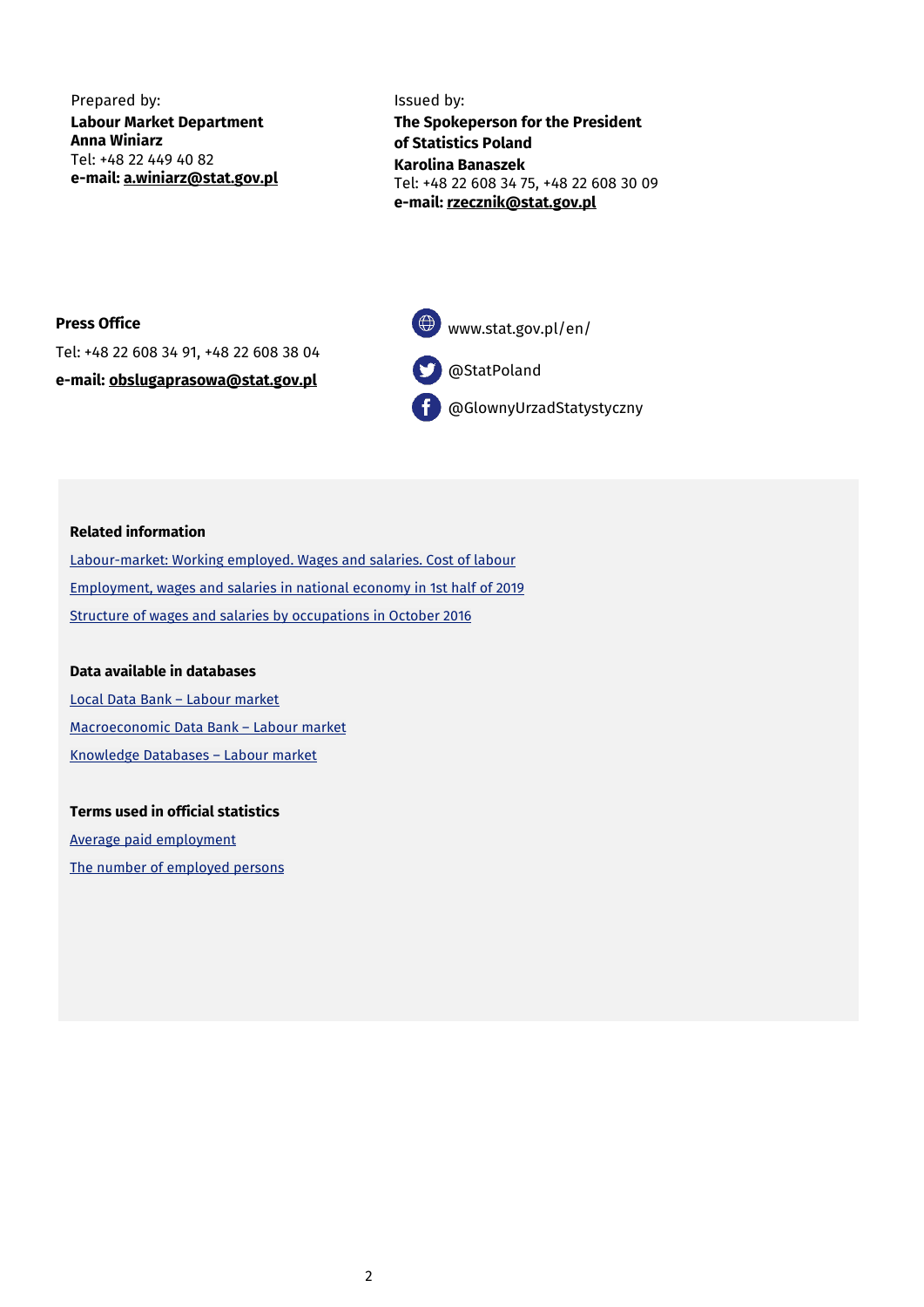Prepared by:
**Labour Market Department**
**Anna Winiarz**
Tel: +48 22 449 40 82
**e-mail: a.winiarz@stat.gov.pl**

Issued by:
**The Spokeperson for the President of Statistics Poland**
**Karolina Banaszek**
Tel: +48 22 608 34 75, +48 22 608 30 09
**e-mail: rzecznik@stat.gov.pl**

**Press Office**

Tel: +48 22 608 34 91, +48 22 608 38 04

**e-mail: obslugaprasowa@stat.gov.pl**

www.stat.gov.pl/en/

@StatPoland

@GlownyUrzadStatystyczny

**Related information**

Labour-market: Working employed. Wages and salaries. Cost of labour

Employment, wages and salaries in national economy in 1st half of 2019

Structure of wages and salaries by occupations in October 2016

**Data available in databases**

Local Data Bank – Labour market

Macroeconomic Data Bank – Labour market

Knowledge Databases – Labour market

**Terms used in official statistics**

Average paid employment

The number of employed persons